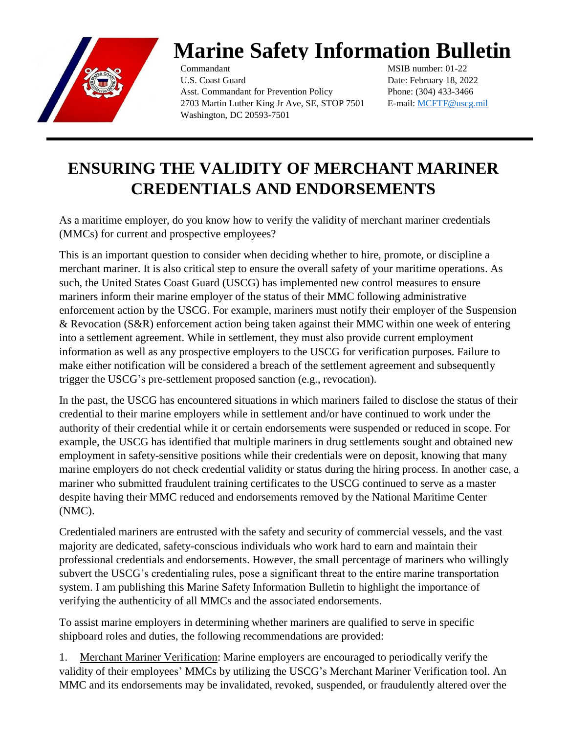# Marine Safety Information Bulletin

Commandant
U.S. Coast Guard
Asst. Commandant for Prevention Policy
2703 Martin Luther King Jr Ave, SE, STOP 7501
Washington, DC 20593-7501

MSIB number: 01-22
Date: February 18, 2022
Phone: (304) 433-3466
E-mail: MCFTF@uscg.mil

## ENSURING THE VALIDITY OF MERCHANT MARINER CREDENTIALS AND ENDORSEMENTS

As a maritime employer, do you know how to verify the validity of merchant mariner credentials (MMCs) for current and prospective employees?

This is an important question to consider when deciding whether to hire, promote, or discipline a merchant mariner. It is also critical step to ensure the overall safety of your maritime operations. As such, the United States Coast Guard (USCG) has implemented new control measures to ensure mariners inform their marine employer of the status of their MMC following administrative enforcement action by the USCG. For example, mariners must notify their employer of the Suspension & Revocation (S&R) enforcement action being taken against their MMC within one week of entering into a settlement agreement. While in settlement, they must also provide current employment information as well as any prospective employers to the USCG for verification purposes. Failure to make either notification will be considered a breach of the settlement agreement and subsequently trigger the USCG's pre-settlement proposed sanction (e.g., revocation).

In the past, the USCG has encountered situations in which mariners failed to disclose the status of their credential to their marine employers while in settlement and/or have continued to work under the authority of their credential while it or certain endorsements were suspended or reduced in scope. For example, the USCG has identified that multiple mariners in drug settlements sought and obtained new employment in safety-sensitive positions while their credentials were on deposit, knowing that many marine employers do not check credential validity or status during the hiring process. In another case, a mariner who submitted fraudulent training certificates to the USCG continued to serve as a master despite having their MMC reduced and endorsements removed by the National Maritime Center (NMC).

Credentialed mariners are entrusted with the safety and security of commercial vessels, and the vast majority are dedicated, safety-conscious individuals who work hard to earn and maintain their professional credentials and endorsements. However, the small percentage of mariners who willingly subvert the USCG's credentialing rules, pose a significant threat to the entire marine transportation system. I am publishing this Marine Safety Information Bulletin to highlight the importance of verifying the authenticity of all MMCs and the associated endorsements.

To assist marine employers in determining whether mariners are qualified to serve in specific shipboard roles and duties, the following recommendations are provided:

1. Merchant Mariner Verification: Marine employers are encouraged to periodically verify the validity of their employees' MMCs by utilizing the USCG's Merchant Mariner Verification tool. An MMC and its endorsements may be invalidated, revoked, suspended, or fraudulently altered over the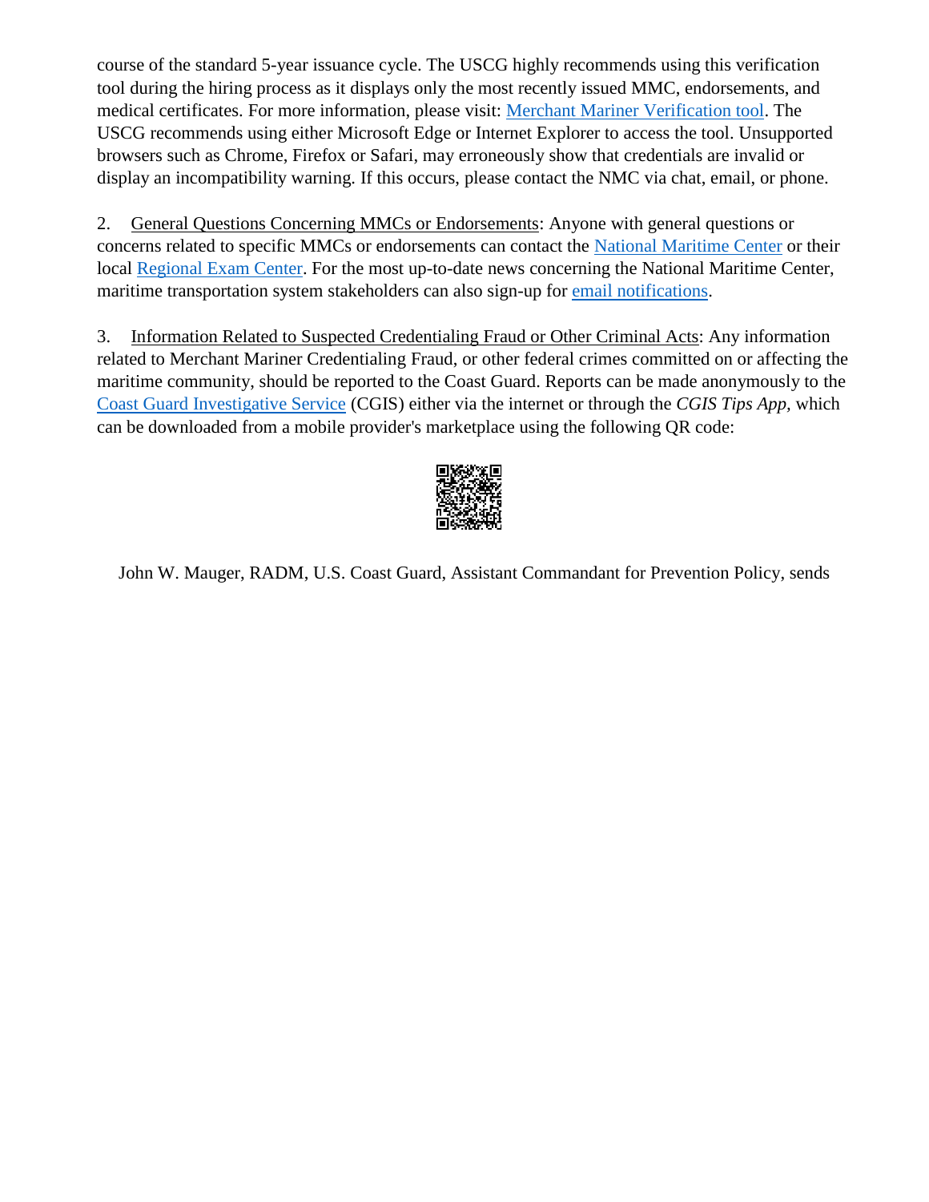course of the standard 5-year issuance cycle. The USCG highly recommends using this verification tool during the hiring process as it displays only the most recently issued MMC, endorsements, and medical certificates. For more information, please visit: Merchant Mariner Verification tool. The USCG recommends using either Microsoft Edge or Internet Explorer to access the tool. Unsupported browsers such as Chrome, Firefox or Safari, may erroneously show that credentials are invalid or display an incompatibility warning. If this occurs, please contact the NMC via chat, email, or phone.

2. General Questions Concerning MMCs or Endorsements: Anyone with general questions or concerns related to specific MMCs or endorsements can contact the National Maritime Center or their local Regional Exam Center. For the most up-to-date news concerning the National Maritime Center, maritime transportation system stakeholders can also sign-up for email notifications.

3. Information Related to Suspected Credentialing Fraud or Other Criminal Acts: Any information related to Merchant Mariner Credentialing Fraud, or other federal crimes committed on or affecting the maritime community, should be reported to the Coast Guard. Reports can be made anonymously to the Coast Guard Investigative Service (CGIS) either via the internet or through the *CGIS Tips App*, which can be downloaded from a mobile provider's marketplace using the following QR code:

John W. Mauger, RADM, U.S. Coast Guard, Assistant Commandant for Prevention Policy, sends